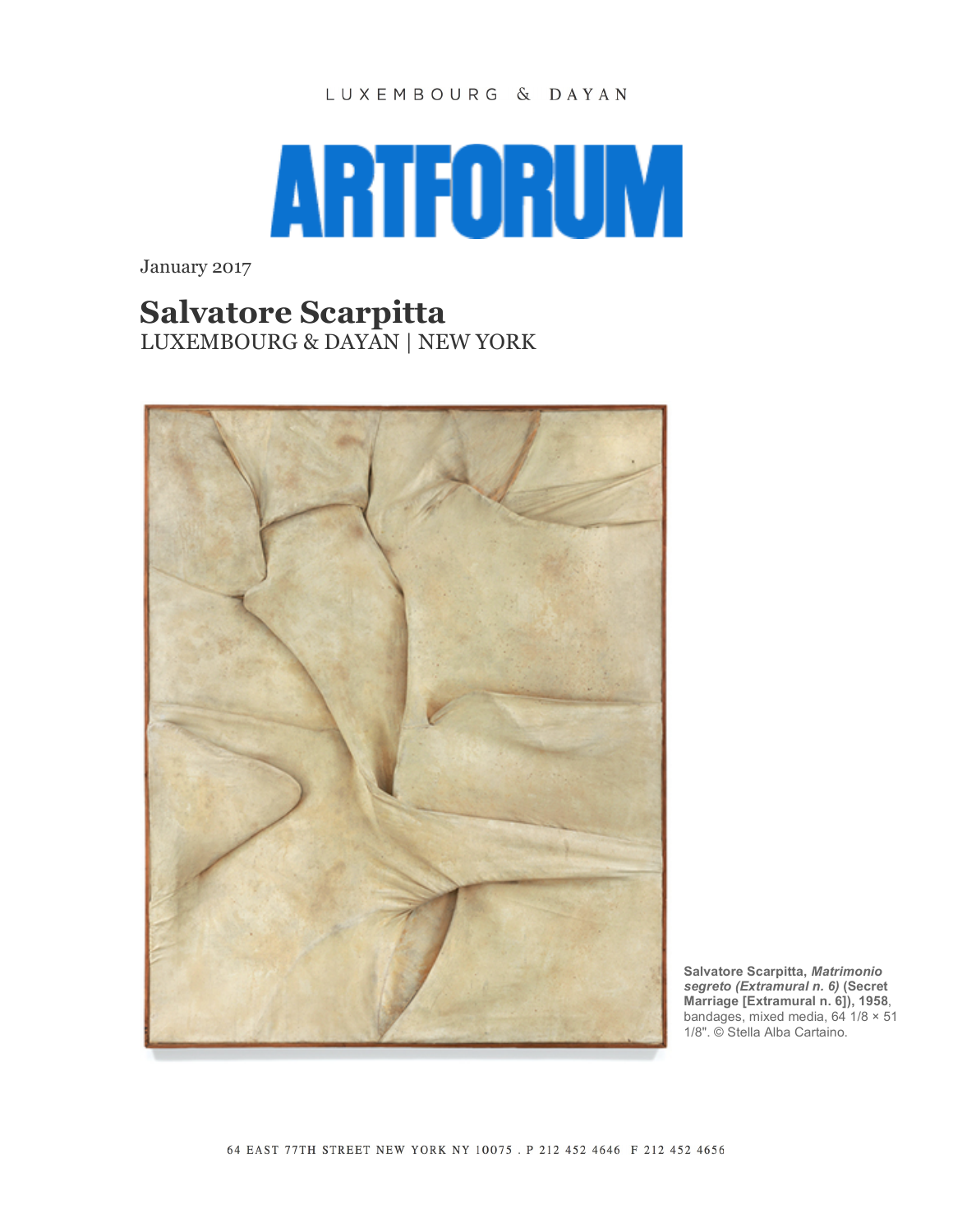LUXEMBOURG & DAYAN

# ARTFORUM

January 2017

## Salvatore Scarpitta

LUXEMBOURG & DAYAN | NEW YORK

**Salvatore Scarpitta, *Matrimonio segreto (Extramural n. 6)* (Secret Marriage [Extramural n. 6]), 1958**, bandages, mixed media, 64 1/8 × 51 1/8". © Stella Alba Cartaino.

64 EAST 77TH STREET NEW YORK NY 10075 . P 212 452 4646 F 212 452 4656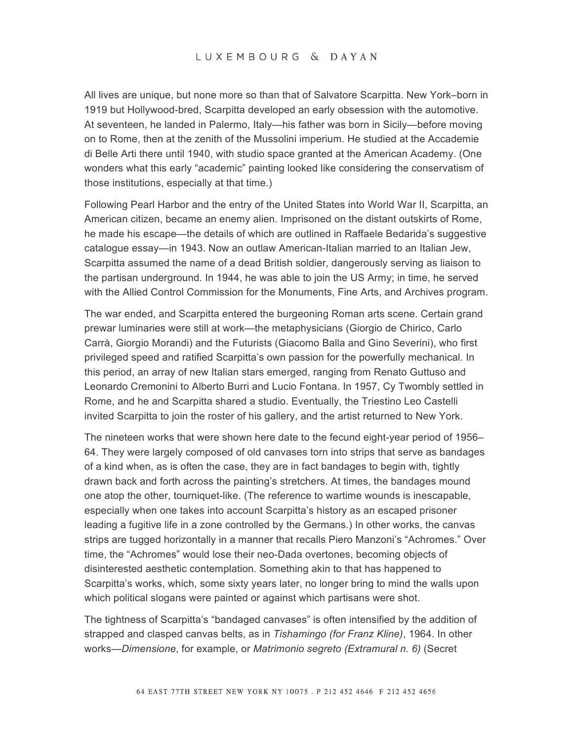All lives are unique, but none more so than that of Salvatore Scarpitta. New York–born in 1919 but Hollywood-bred, Scarpitta developed an early obsession with the automotive. At seventeen, he landed in Palermo, Italy—his father was born in Sicily—before moving on to Rome, then at the zenith of the Mussolini imperium. He studied at the Accademie di Belle Arti there until 1940, with studio space granted at the American Academy. (One wonders what this early "academic" painting looked like considering the conservatism of those institutions, especially at that time.)

Following Pearl Harbor and the entry of the United States into World War II, Scarpitta, an American citizen, became an enemy alien. Imprisoned on the distant outskirts of Rome, he made his escape—the details of which are outlined in Raffaele Bedarida's suggestive catalogue essay—in 1943. Now an outlaw American-Italian married to an Italian Jew, Scarpitta assumed the name of a dead British soldier, dangerously serving as liaison to the partisan underground. In 1944, he was able to join the US Army; in time, he served with the Allied Control Commission for the Monuments, Fine Arts, and Archives program.

The war ended, and Scarpitta entered the burgeoning Roman arts scene. Certain grand prewar luminaries were still at work—the metaphysicians (Giorgio de Chirico, Carlo Carrà, Giorgio Morandi) and the Futurists (Giacomo Balla and Gino Severini), who first privileged speed and ratified Scarpitta's own passion for the powerfully mechanical. In this period, an array of new Italian stars emerged, ranging from Renato Guttuso and Leonardo Cremonini to Alberto Burri and Lucio Fontana. In 1957, Cy Twombly settled in Rome, and he and Scarpitta shared a studio. Eventually, the Triestino Leo Castelli invited Scarpitta to join the roster of his gallery, and the artist returned to New York.

The nineteen works that were shown here date to the fecund eight-year period of 1956–64. They were largely composed of old canvases torn into strips that serve as bandages of a kind when, as is often the case, they are in fact bandages to begin with, tightly drawn back and forth across the painting's stretchers. At times, the bandages mound one atop the other, tourniquet-like. (The reference to wartime wounds is inescapable, especially when one takes into account Scarpitta's history as an escaped prisoner leading a fugitive life in a zone controlled by the Germans.) In other works, the canvas strips are tugged horizontally in a manner that recalls Piero Manzoni's "Achromes." Over time, the "Achromes" would lose their neo-Dada overtones, becoming objects of disinterested aesthetic contemplation. Something akin to that has happened to Scarpitta's works, which, some sixty years later, no longer bring to mind the walls upon which political slogans were painted or against which partisans were shot.

The tightness of Scarpitta's "bandaged canvases" is often intensified by the addition of strapped and clasped canvas belts, as in *Tishamingo (for Franz Kline)*, 1964. In other works—*Dimensione*, for example, or *Matrimonio segreto (Extramural n. 6)* (Secret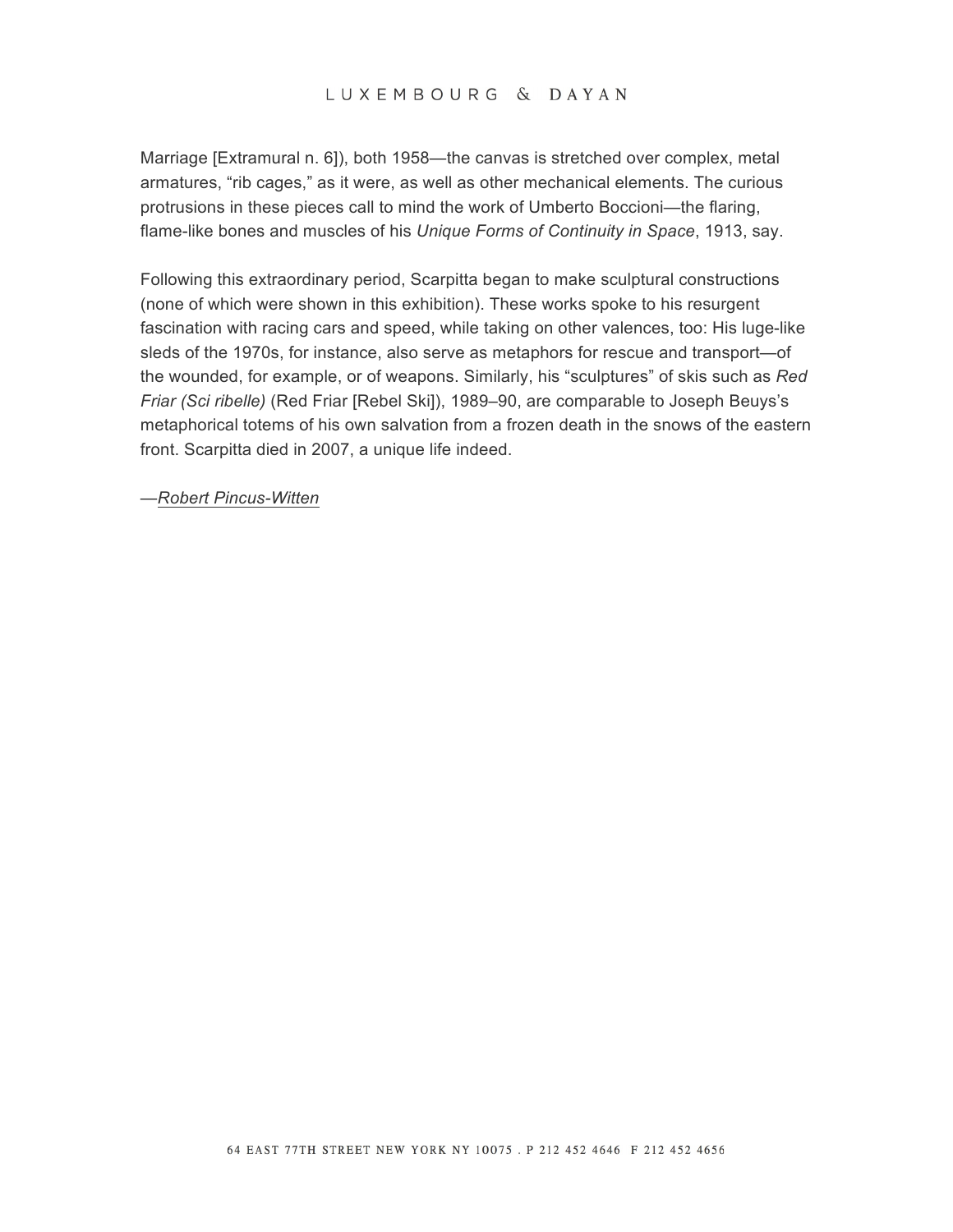Marriage [Extramural n. 6]), both 1958—the canvas is stretched over complex, metal armatures, "rib cages," as it were, as well as other mechanical elements. The curious protrusions in these pieces call to mind the work of Umberto Boccioni—the flaring, flame-like bones and muscles of his *Unique Forms of Continuity in Space*, 1913, say.

Following this extraordinary period, Scarpitta began to make sculptural constructions (none of which were shown in this exhibition). These works spoke to his resurgent fascination with racing cars and speed, while taking on other valences, too: His luge-like sleds of the 1970s, for instance, also serve as metaphors for rescue and transport—of the wounded, for example, or of weapons. Similarly, his "sculptures" of skis such as *Red Friar (Sci ribelle)* (Red Friar [Rebel Ski]), 1989–90, are comparable to Joseph Beuys's metaphorical totems of his own salvation from a frozen death in the snows of the eastern front. Scarpitta died in 2007, a unique life indeed.

—*Robert Pincus-Witten*